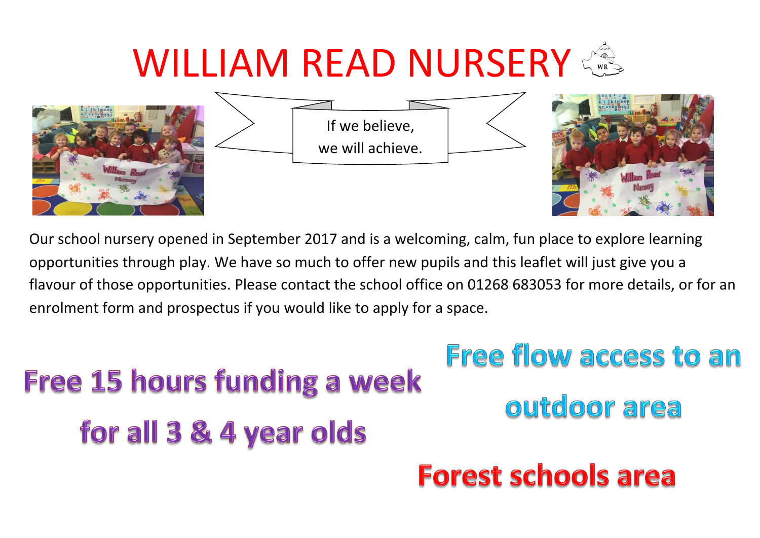# WILLIAM READ NURSERY

If we believe,
we will achieve.

Our school nursery opened in September 2017 and is a welcoming, calm, fun place to explore learning opportunities through play. We have so much to offer new pupils and this leaflet will just give you a flavour of those opportunities. Please contact the school office on 01268 683053 for more details, or for an enrolment form and prospectus if you would like to apply for a space.

## Free 15 hours funding a week for all 3 & 4 year olds

## Free flow access to an outdoor area

## Forest schools area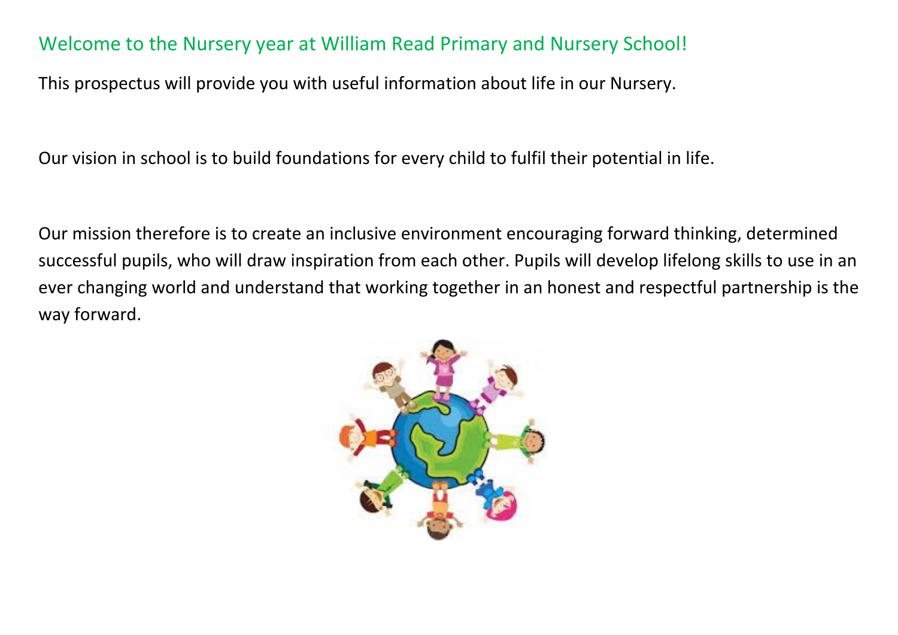## Welcome to the Nursery year at William Read Primary and Nursery School!

This prospectus will provide you with useful information about life in our Nursery.

Our vision in school is to build foundations for every child to fulfil their potential in life.

Our mission therefore is to create an inclusive environment encouraging forward thinking, determined successful pupils, who will draw inspiration from each other. Pupils will develop lifelong skills to use in an ever changing world and understand that working together in an honest and respectful partnership is the way forward.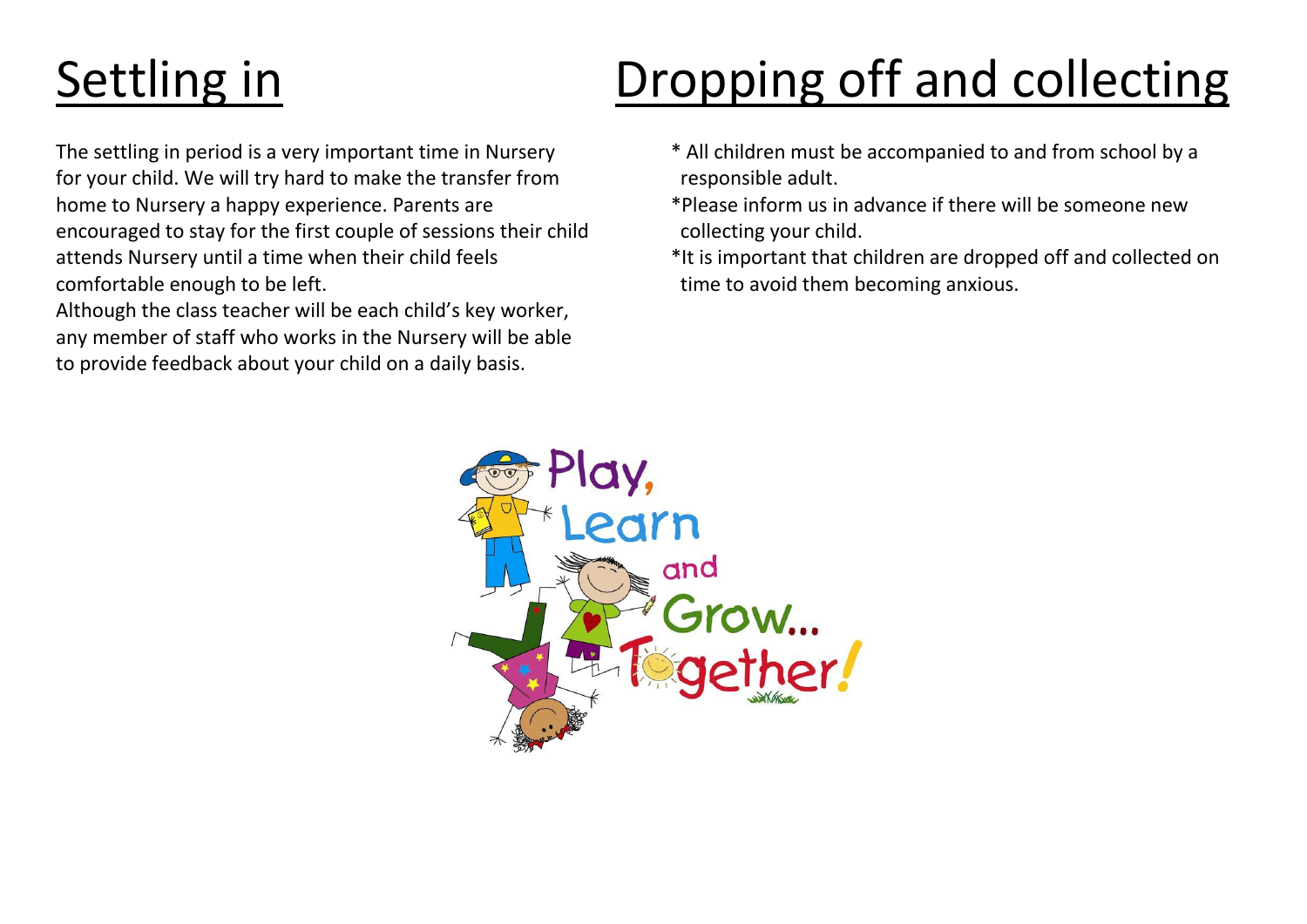# Settling in

The settling in period is a very important time in Nursery for your child. We will try hard to make the transfer from home to Nursery a happy experience. Parents are encouraged to stay for the first couple of sessions their child attends Nursery until a time when their child feels comfortable enough to be left.

Although the class teacher will be each child's key worker, any member of staff who works in the Nursery will be able to provide feedback about your child on a daily basis.

# Dropping off and collecting

- All children must be accompanied to and from school by a responsible adult.
- Please inform us in advance if there will be someone new collecting your child.
- It is important that children are dropped off and collected on time to avoid them becoming anxious.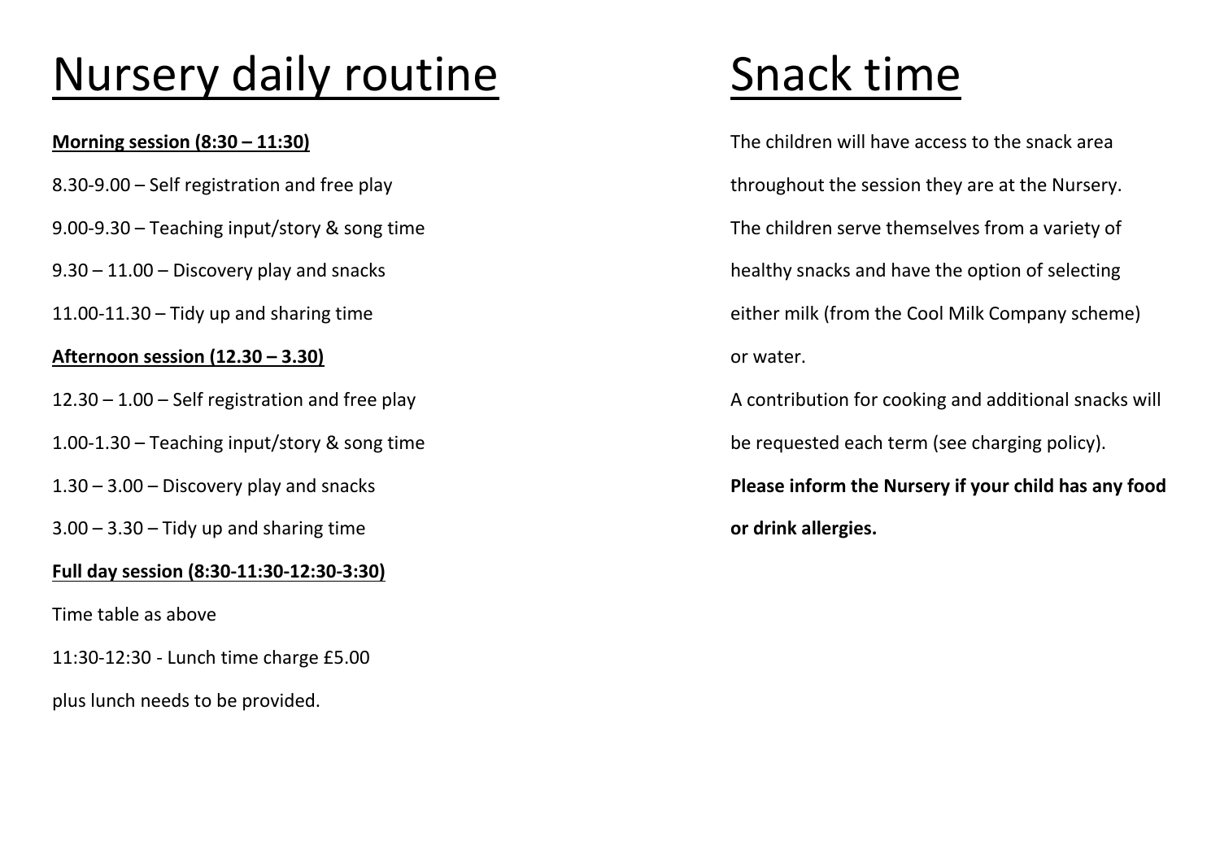# Nursery daily routine

**Morning session (8:30 – 11:30)**

8.30-9.00 – Self registration and free play

9.00-9.30 – Teaching input/story & song time

9.30 – 11.00 – Discovery play and snacks

11.00-11.30 – Tidy up and sharing time

**Afternoon session (12.30 – 3.30)**

12.30 – 1.00 – Self registration and free play

1.00-1.30 – Teaching input/story & song time

1.30 – 3.00 – Discovery play and snacks

3.00 – 3.30 – Tidy up and sharing time

**Full day session (8:30-11:30-12:30-3:30)**

Time table as above

11:30-12:30 - Lunch time charge £5.00

plus lunch needs to be provided.

# Snack time

The children will have access to the snack area throughout the session they are at the Nursery. The children serve themselves from a variety of healthy snacks and have the option of selecting either milk (from the Cool Milk Company scheme) or water.

A contribution for cooking and additional snacks will be requested each term (see charging policy).

**Please inform the Nursery if your child has any food or drink allergies.**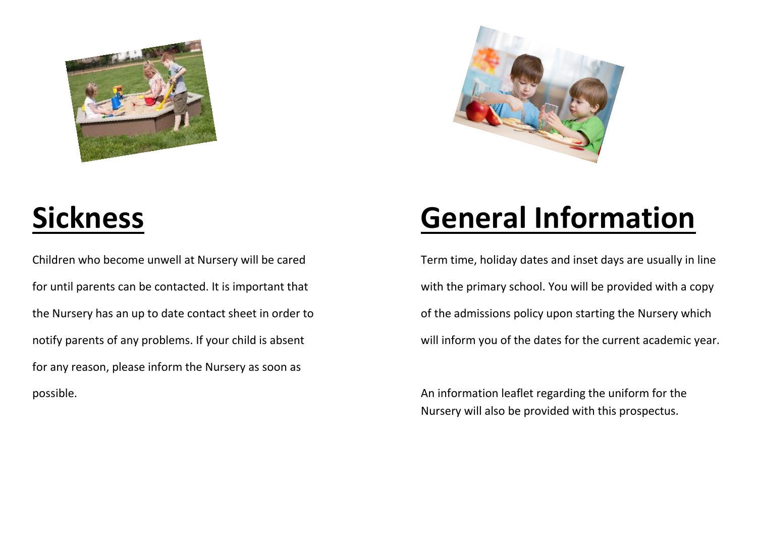# Sickness

Children who become unwell at Nursery will be cared for until parents can be contacted. It is important that the Nursery has an up to date contact sheet in order to notify parents of any problems. If your child is absent for any reason, please inform the Nursery as soon as possible.

# General Information

Term time, holiday dates and inset days are usually in line with the primary school. You will be provided with a copy of the admissions policy upon starting the Nursery which will inform you of the dates for the current academic year.

An information leaflet regarding the uniform for the Nursery will also be provided with this prospectus.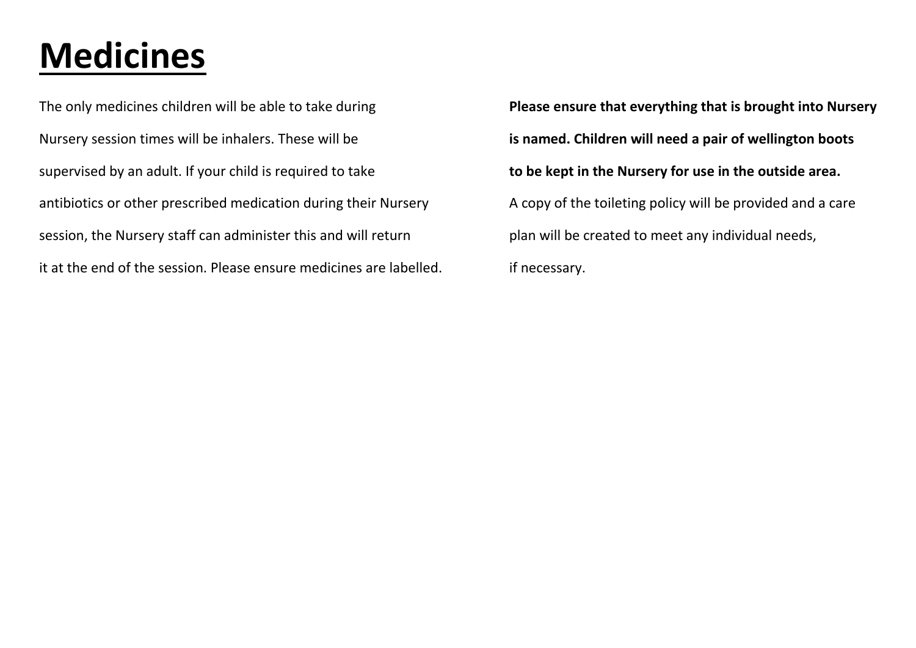# Medicines

The only medicines children will be able to take during Nursery session times will be inhalers. These will be supervised by an adult. If your child is required to take antibiotics or other prescribed medication during their Nursery session, the Nursery staff can administer this and will return it at the end of the session. Please ensure medicines are labelled.

**Please ensure that everything that is brought into Nursery is named. Children will need a pair of wellington boots to be kept in the Nursery for use in the outside area.**

A copy of the toileting policy will be provided and a care plan will be created to meet any individual needs, if necessary.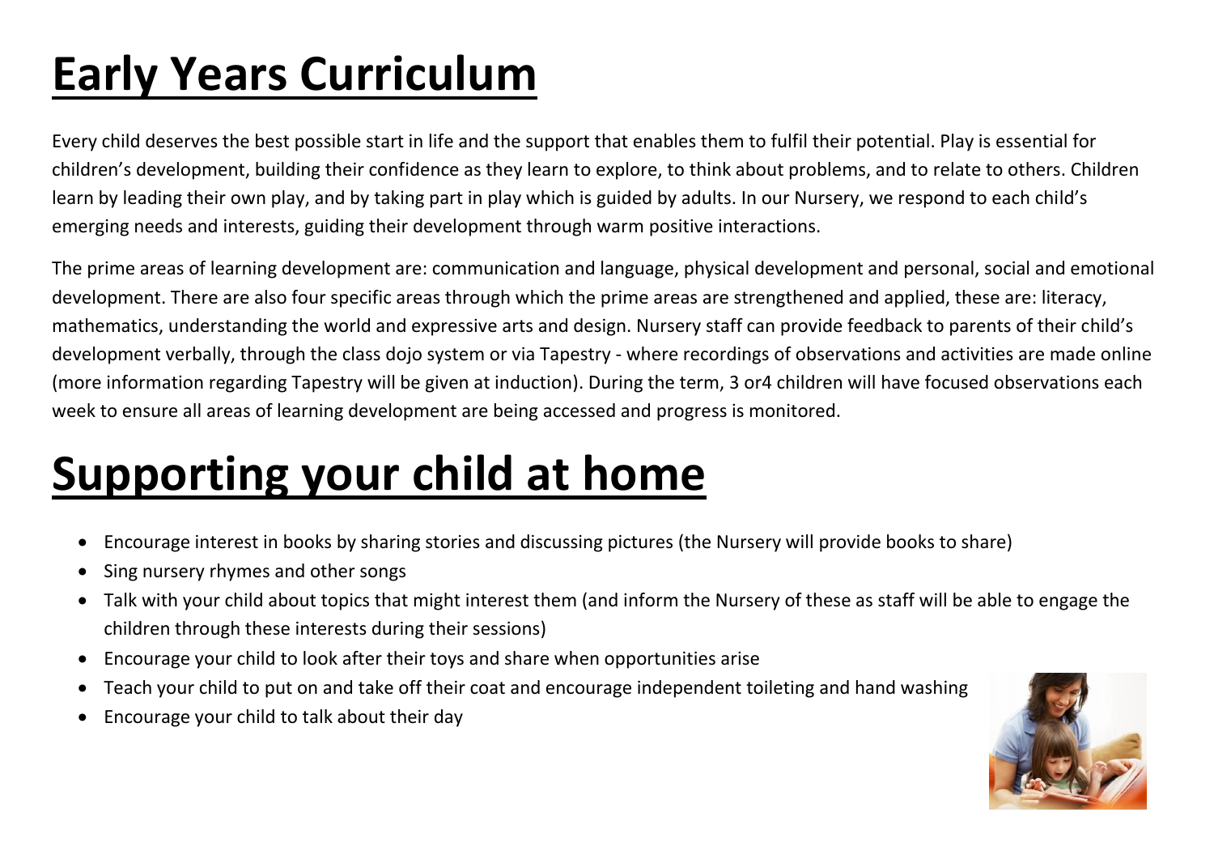# Early Years Curriculum

Every child deserves the best possible start in life and the support that enables them to fulfil their potential. Play is essential for children's development, building their confidence as they learn to explore, to think about problems, and to relate to others. Children learn by leading their own play, and by taking part in play which is guided by adults. In our Nursery, we respond to each child's emerging needs and interests, guiding their development through warm positive interactions.

The prime areas of learning development are: communication and language, physical development and personal, social and emotional development. There are also four specific areas through which the prime areas are strengthened and applied, these are: literacy, mathematics, understanding the world and expressive arts and design. Nursery staff can provide feedback to parents of their child's development verbally, through the class dojo system or via Tapestry - where recordings of observations and activities are made online (more information regarding Tapestry will be given at induction). During the term, 3 or4 children will have focused observations each week to ensure all areas of learning development are being accessed and progress is monitored.

# Supporting your child at home

- Encourage interest in books by sharing stories and discussing pictures (the Nursery will provide books to share)
- Sing nursery rhymes and other songs
- Talk with your child about topics that might interest them (and inform the Nursery of these as staff will be able to engage the children through these interests during their sessions)
- Encourage your child to look after their toys and share when opportunities arise
- Teach your child to put on and take off their coat and encourage independent toileting and hand washing
- Encourage your child to talk about their day